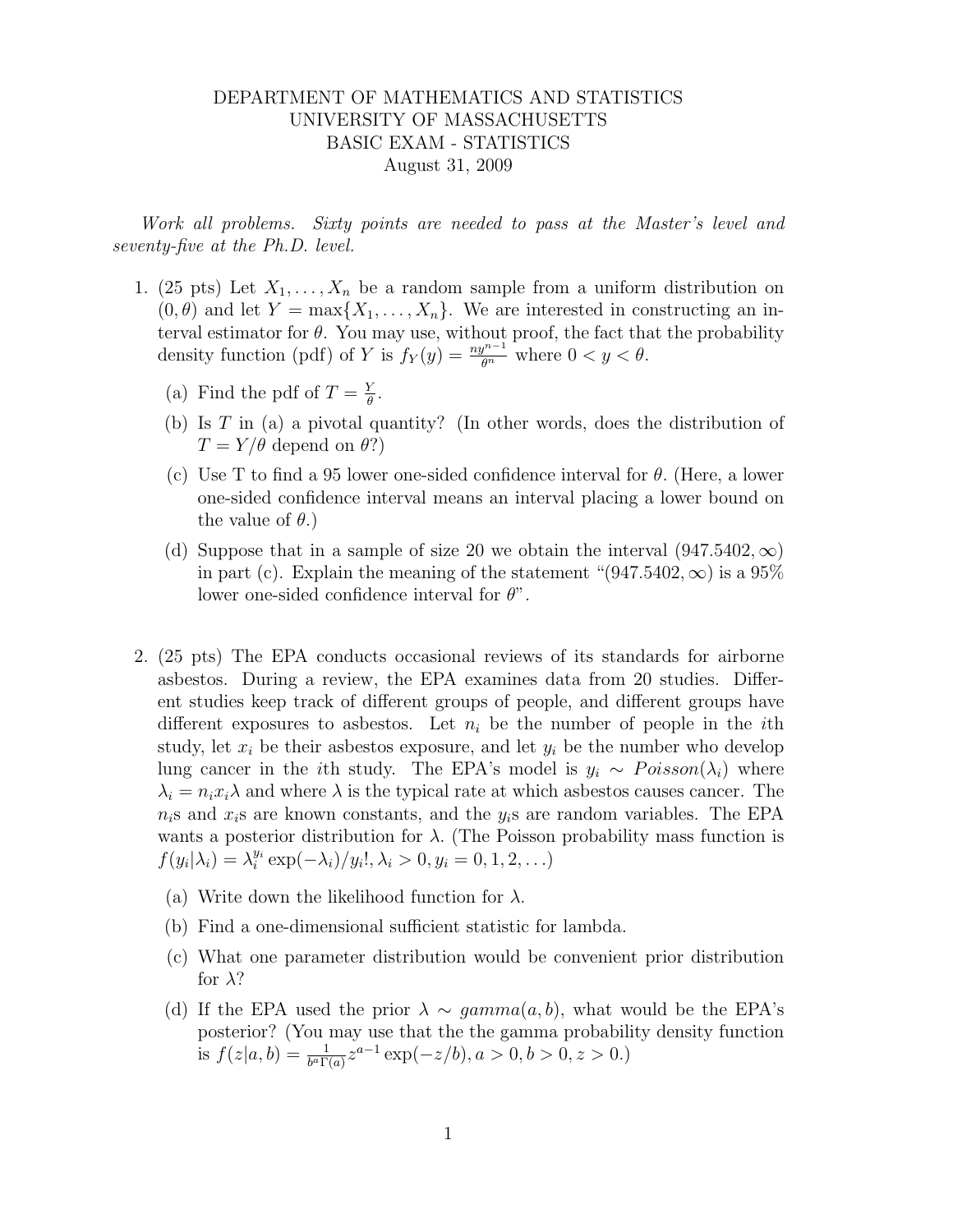DEPARTMENT OF MATHEMATICS AND STATISTICS
UNIVERSITY OF MASSACHUSETTS
BASIC EXAM - STATISTICS
August 31, 2009

*Work all problems. Sixty points are needed to pass at the Master's level and seventy-five at the Ph.D. level.*

1. (25 pts) Let $X_1, \ldots, X_n$ be a random sample from a uniform distribution on $(0, \theta)$ and let $Y = \max\{X_1, \ldots, X_n\}$. We are interested in constructing an interval estimator for $\theta$. You may use, without proof, the fact that the probability density function (pdf) of $Y$ is $f_Y(y) = \frac{ny^{n-1}}{\theta^n}$ where $0 < y < \theta$.

   (a) Find the pdf of $T = \frac{Y}{\theta}$.

   (b) Is $T$ in (a) a pivotal quantity? (In other words, does the distribution of $T = Y/\theta$ depend on $\theta$?)

   (c) Use T to find a 95 lower one-sided confidence interval for $\theta$. (Here, a lower one-sided confidence interval means an interval placing a lower bound on the value of $\theta$.)

   (d) Suppose that in a sample of size 20 we obtain the interval $(947.5402, \infty)$ in part (c). Explain the meaning of the statement "$(947.5402, \infty)$ is a 95% lower one-sided confidence interval for $\theta$".

2. (25 pts) The EPA conducts occasional reviews of its standards for airborne asbestos. During a review, the EPA examines data from 20 studies. Different studies keep track of different groups of people, and different groups have different exposures to asbestos. Let $n_i$ be the number of people in the $i$th study, let $x_i$ be their asbestos exposure, and let $y_i$ be the number who develop lung cancer in the $i$th study. The EPA's model is $y_i \sim Poisson(\lambda_i)$ where $\lambda_i = n_i x_i \lambda$ and where $\lambda$ is the typical rate at which asbestos causes cancer. The $n_i$s and $x_i$s are known constants, and the $y_i$s are random variables. The EPA wants a posterior distribution for $\lambda$. (The Poisson probability mass function is $f(y_i|\lambda_i) = \lambda_i^{y_i} \exp(-\lambda_i)/y_i!, \lambda_i > 0, y_i = 0, 1, 2, \ldots$)

   (a) Write down the likelihood function for $\lambda$.

   (b) Find a one-dimensional sufficient statistic for lambda.

   (c) What one parameter distribution would be convenient prior distribution for $\lambda$?

   (d) If the EPA used the prior $\lambda \sim gamma(a, b)$, what would be the EPA's posterior? (You may use that the the gamma probability density function is $f(z|a, b) = \frac{1}{b^a \Gamma(a)} z^{a-1} \exp(-z/b), a > 0, b > 0, z > 0.$)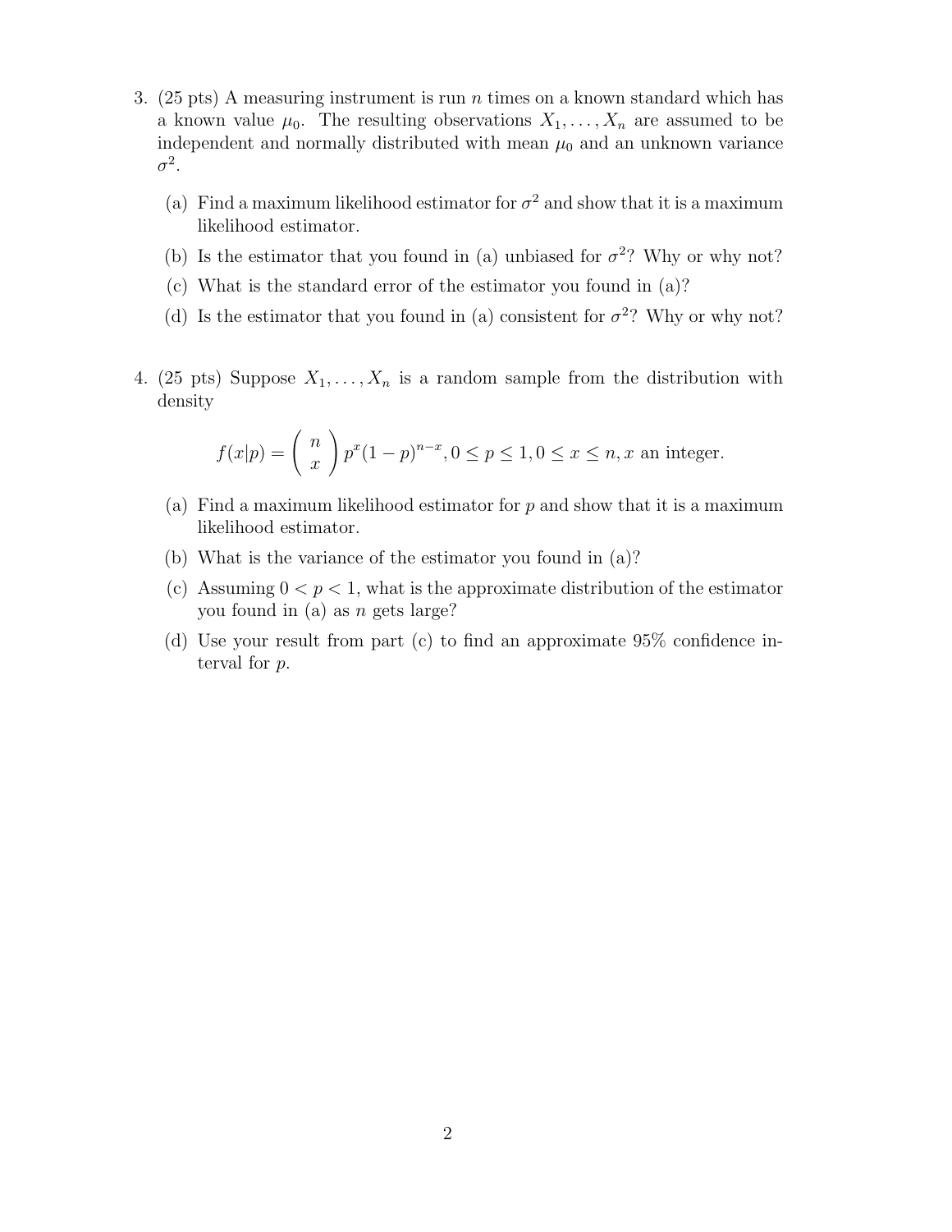3. (25 pts) A measuring instrument is run $n$ times on a known standard which has a known value $\mu_0$. The resulting observations $X_1, \ldots, X_n$ are assumed to be independent and normally distributed with mean $\mu_0$ and an unknown variance $\sigma^2$.

   (a) Find a maximum likelihood estimator for $\sigma^2$ and show that it is a maximum likelihood estimator.

   (b) Is the estimator that you found in (a) unbiased for $\sigma^2$? Why or why not?

   (c) What is the standard error of the estimator you found in (a)?

   (d) Is the estimator that you found in (a) consistent for $\sigma^2$? Why or why not?

4. (25 pts) Suppose $X_1, \ldots, X_n$ is a random sample from the distribution with density

$$f(x|p) = \binom{n}{x} p^x (1-p)^{n-x}, 0 \le p \le 1, 0 \le x \le n, x \text{ an integer.}$$

   (a) Find a maximum likelihood estimator for $p$ and show that it is a maximum likelihood estimator.

   (b) What is the variance of the estimator you found in (a)?

   (c) Assuming $0 < p < 1$, what is the approximate distribution of the estimator you found in (a) as $n$ gets large?

   (d) Use your result from part (c) to find an approximate 95% confidence interval for $p$.